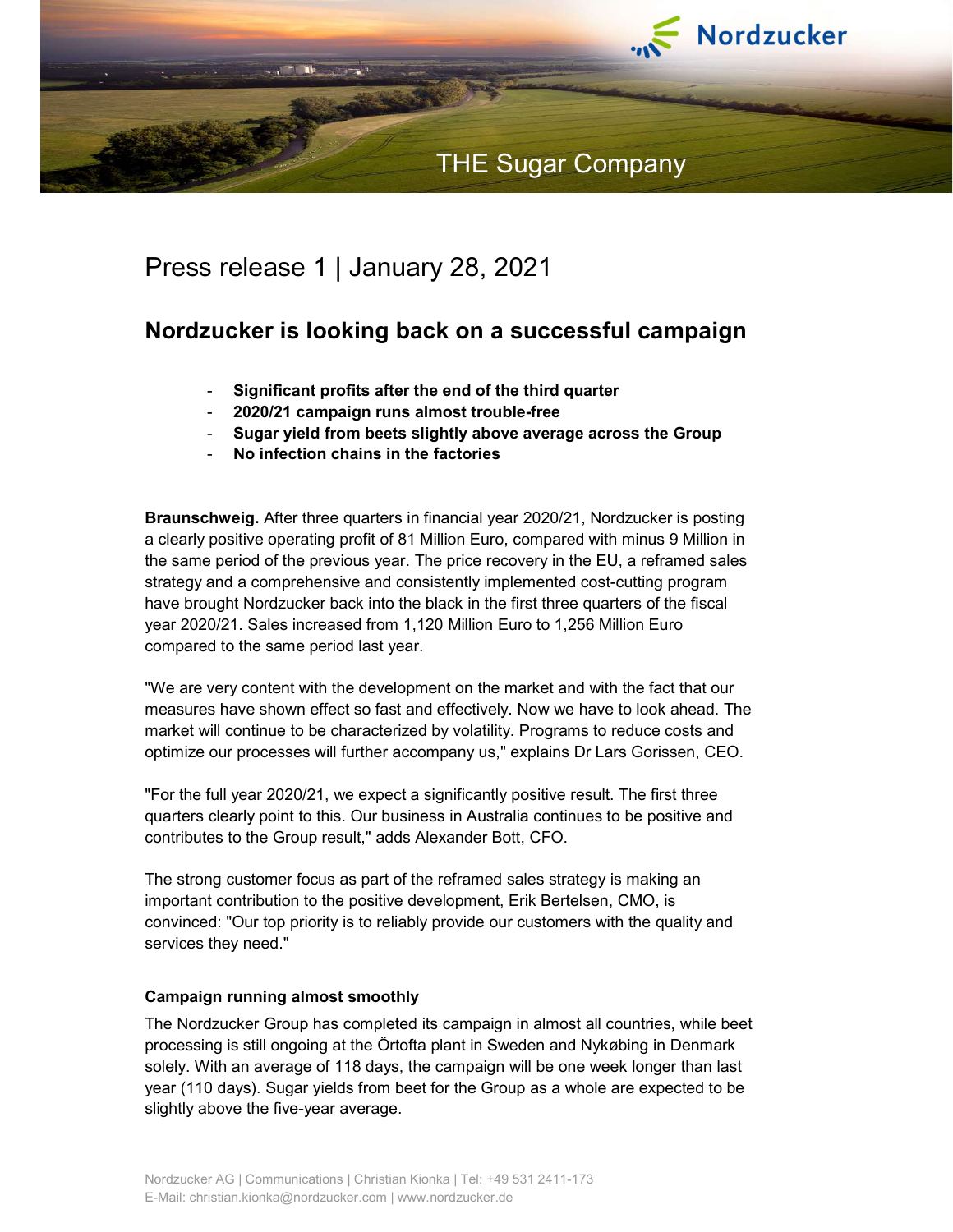Nordzucker

THE Sugar Company

# Press release 1 | January 28, 2021

## Nordzucker is looking back on a successful campaign

- **Significant profits after the end of the third quarter**
- **2020/21 campaign runs almost trouble-free**
- **Sugar yield from beets slightly above average across the Group**
- **No infection chains in the factories**

**Braunschweig.** After three quarters in financial year 2020/21, Nordzucker is posting a clearly positive operating profit of 81 Million Euro, compared with minus 9 Million in the same period of the previous year. The price recovery in the EU, a reframed sales strategy and a comprehensive and consistently implemented cost-cutting program have brought Nordzucker back into the black in the first three quarters of the fiscal year 2020/21. Sales increased from 1,120 Million Euro to 1,256 Million Euro compared to the same period last year.

"We are very content with the development on the market and with the fact that our measures have shown effect so fast and effectively. Now we have to look ahead. The market will continue to be characterized by volatility. Programs to reduce costs and optimize our processes will further accompany us," explains Dr Lars Gorissen, CEO.

"For the full year 2020/21, we expect a significantly positive result. The first three quarters clearly point to this. Our business in Australia continues to be positive and contributes to the Group result," adds Alexander Bott, CFO.

The strong customer focus as part of the reframed sales strategy is making an important contribution to the positive development, Erik Bertelsen, CMO, is convinced: "Our top priority is to reliably provide our customers with the quality and services they need."

### Campaign running almost smoothly

The Nordzucker Group has completed its campaign in almost all countries, while beet processing is still ongoing at the Örtofta plant in Sweden and Nykøbing in Denmark solely. With an average of 118 days, the campaign will be one week longer than last year (110 days). Sugar yields from beet for the Group as a whole are expected to be slightly above the five-year average.

Nordzucker AG | Communications | Christian Kionka | Tel: +49 531 2411-173
E-Mail: christian.kionka@nordzucker.com | www.nordzucker.de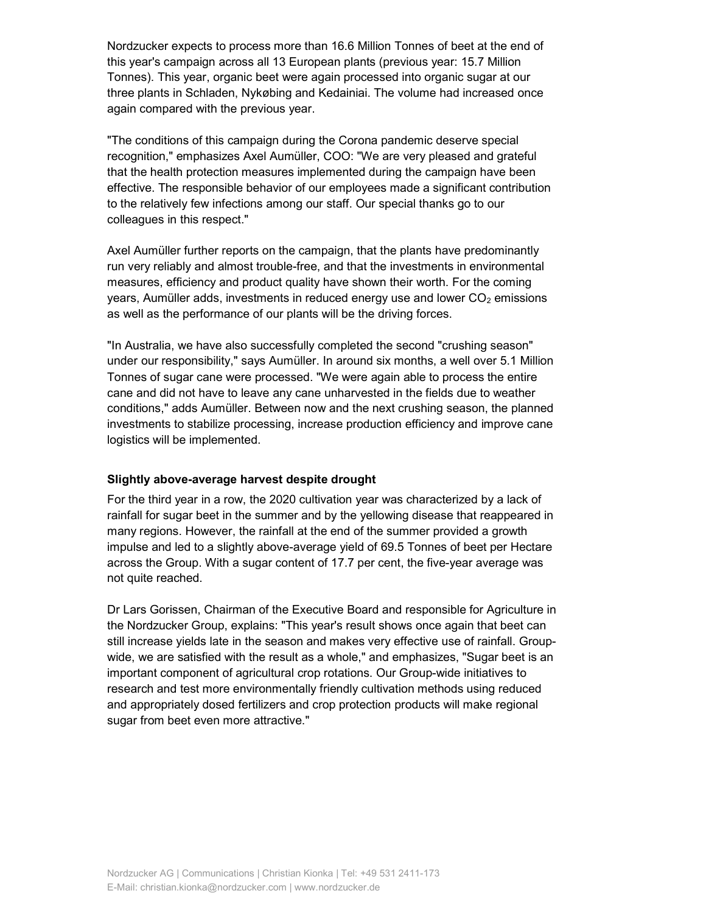Nordzucker expects to process more than 16.6 Million Tonnes of beet at the end of this year's campaign across all 13 European plants (previous year: 15.7 Million Tonnes). This year, organic beet were again processed into organic sugar at our three plants in Schladen, Nykøbing and Kedainiai. The volume had increased once again compared with the previous year.

"The conditions of this campaign during the Corona pandemic deserve special recognition," emphasizes Axel Aumüller, COO: "We are very pleased and grateful that the health protection measures implemented during the campaign have been effective. The responsible behavior of our employees made a significant contribution to the relatively few infections among our staff. Our special thanks go to our colleagues in this respect."

Axel Aumüller further reports on the campaign, that the plants have predominantly run very reliably and almost trouble-free, and that the investments in environmental measures, efficiency and product quality have shown their worth. For the coming years, Aumüller adds, investments in reduced energy use and lower $CO_2$ emissions as well as the performance of our plants will be the driving forces.

"In Australia, we have also successfully completed the second "crushing season" under our responsibility," says Aumüller. In around six months, a well over 5.1 Million Tonnes of sugar cane were processed. "We were again able to process the entire cane and did not have to leave any cane unharvested in the fields due to weather conditions," adds Aumüller. Between now and the next crushing season, the planned investments to stabilize processing, increase production efficiency and improve cane logistics will be implemented.

**Slightly above-average harvest despite drought**

For the third year in a row, the 2020 cultivation year was characterized by a lack of rainfall for sugar beet in the summer and by the yellowing disease that reappeared in many regions. However, the rainfall at the end of the summer provided a growth impulse and led to a slightly above-average yield of 69.5 Tonnes of beet per Hectare across the Group. With a sugar content of 17.7 per cent, the five-year average was not quite reached.

Dr Lars Gorissen, Chairman of the Executive Board and responsible for Agriculture in the Nordzucker Group, explains: "This year's result shows once again that beet can still increase yields late in the season and makes very effective use of rainfall. Group-wide, we are satisfied with the result as a whole," and emphasizes, "Sugar beet is an important component of agricultural crop rotations. Our Group-wide initiatives to research and test more environmentally friendly cultivation methods using reduced and appropriately dosed fertilizers and crop protection products will make regional sugar from beet even more attractive."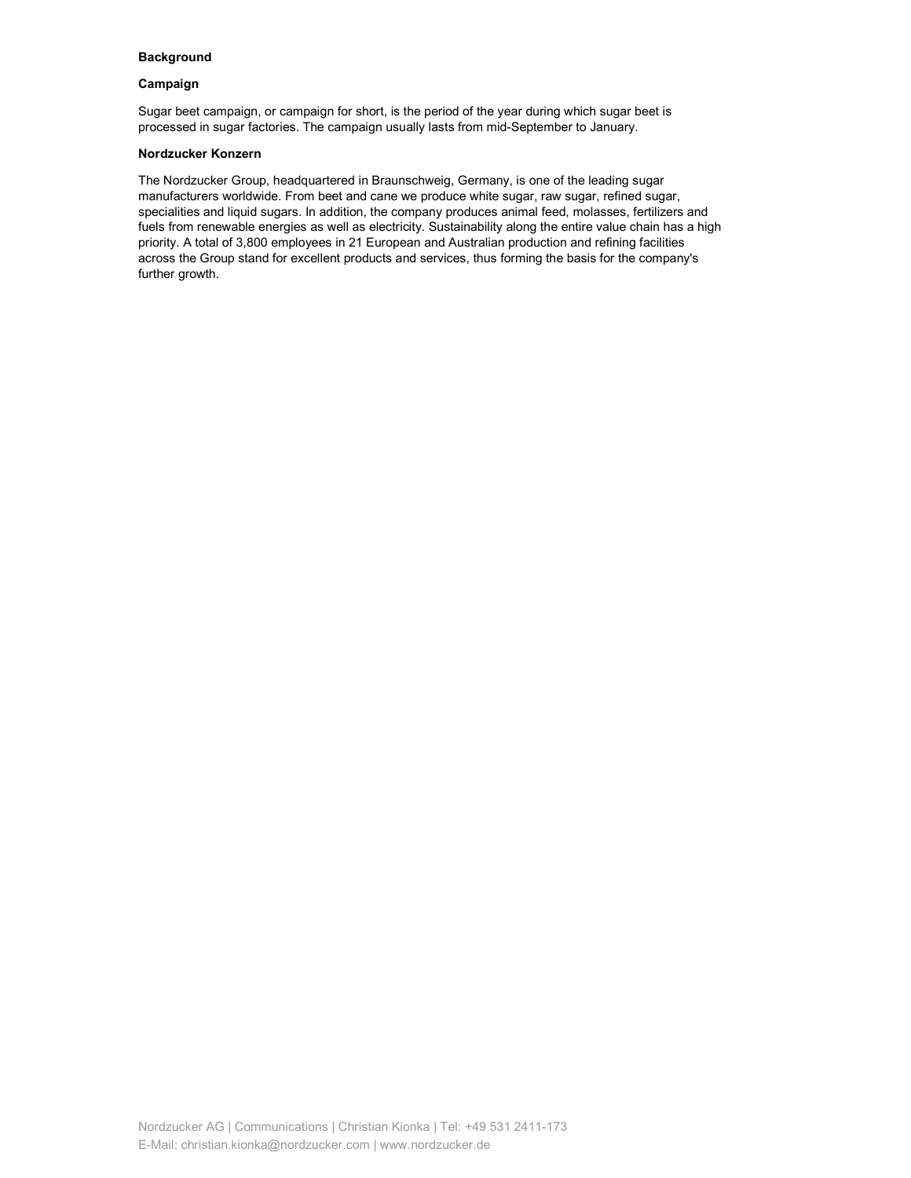**Background**

**Campaign**

Sugar beet campaign, or campaign for short, is the period of the year during which sugar beet is processed in sugar factories. The campaign usually lasts from mid-September to January.

**Nordzucker Konzern**

The Nordzucker Group, headquartered in Braunschweig, Germany, is one of the leading sugar manufacturers worldwide. From beet and cane we produce white sugar, raw sugar, refined sugar, specialities and liquid sugars. In addition, the company produces animal feed, molasses, fertilizers and fuels from renewable energies as well as electricity. Sustainability along the entire value chain has a high priority. A total of 3,800 employees in 21 European and Australian production and refining facilities across the Group stand for excellent products and services, thus forming the basis for the company's further growth.